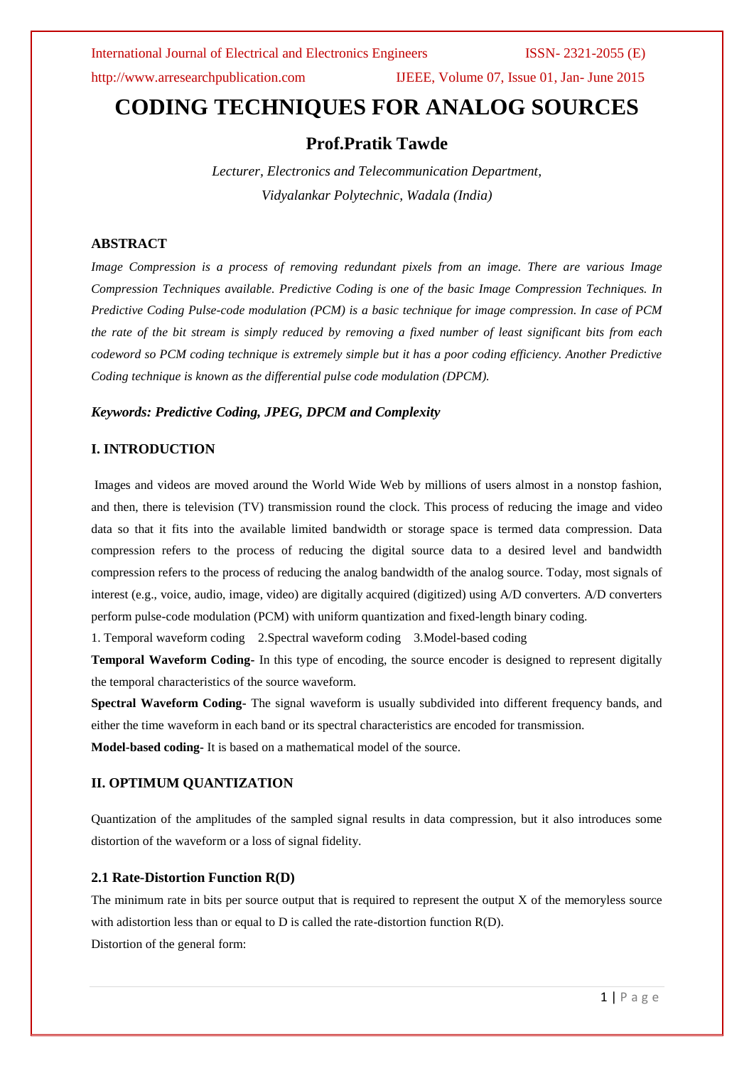# CODING TECHNIQUES FOR ANALOG SOURCES

## Prof.Pratik Tawde

*Lecturer, Electronics and Telecommunication Department,*
*Vidyalankar Polytechnic, Wadala (India)*

### ABSTRACT

*Image Compression is a process of removing redundant pixels from an image. There are various Image Compression Techniques available. Predictive Coding is one of the basic Image Compression Techniques. In Predictive Coding Pulse-code modulation (PCM) is a basic technique for image compression. In case of PCM the rate of the bit stream is simply reduced by removing a fixed number of least significant bits from each codeword so PCM coding technique is extremely simple but it has a poor coding efficiency. Another Predictive Coding technique is known as the differential pulse code modulation (DPCM).*

***Keywords: Predictive Coding, JPEG, DPCM and Complexity***

### I. INTRODUCTION

Images and videos are moved around the World Wide Web by millions of users almost in a nonstop fashion, and then, there is television (TV) transmission round the clock. This process of reducing the image and video data so that it fits into the available limited bandwidth or storage space is termed data compression. Data compression refers to the process of reducing the digital source data to a desired level and bandwidth compression refers to the process of reducing the analog bandwidth of the analog source. Today, most signals of interest (e.g., voice, audio, image, video) are digitally acquired (digitized) using A/D converters. A/D converters perform pulse-code modulation (PCM) with uniform quantization and fixed-length binary coding.

1. Temporal waveform coding 2.Spectral waveform coding 3.Model-based coding

**Temporal Waveform Coding-** In this type of encoding, the source encoder is designed to represent digitally the temporal characteristics of the source waveform.

**Spectral Waveform Coding-** The signal waveform is usually subdivided into different frequency bands, and either the time waveform in each band or its spectral characteristics are encoded for transmission.

**Model-based coding-** It is based on a mathematical model of the source.

### II. OPTIMUM QUANTIZATION

Quantization of the amplitudes of the sampled signal results in data compression, but it also introduces some distortion of the waveform or a loss of signal fidelity.

#### 2.1 Rate-Distortion Function R(D)

The minimum rate in bits per source output that is required to represent the output X of the memoryless source with adistortion less than or equal to D is called the rate-distortion function R(D).

Distortion of the general form: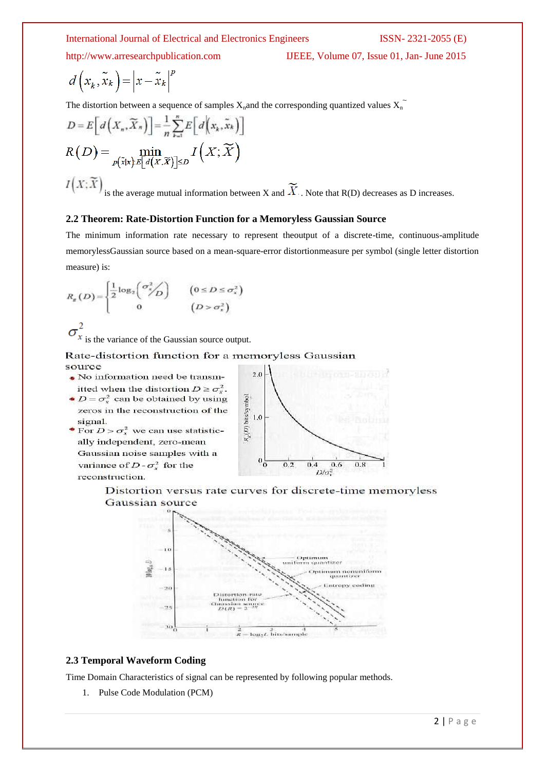$$d\left(x_k, \tilde{x}_k\right) = \left|x - \tilde{x}_k\right|^p$$

The distortion between a sequence of samples $X_n$ and the corresponding quantized values $X_n^{\sim}$

$$D = E\left[d\left(X_n, \widetilde{X}_n\right)\right] = \frac{1}{n}\sum_{k=1}^{n} E\left[d\left(x_k, \tilde{x}_k\right)\right]$$

$$R(D) = \min_{p(\tilde{x}|x):E\left[d\left(X,\widetilde{X}\right)\right] \le D} I\left(X; \widetilde{X}\right)$$

$I\left(X; \widetilde{X}\right)$ is the average mutual information between X and $\widetilde{X}$. Note that R(D) decreases as D increases.

### 2.2 Theorem: Rate-Distortion Function for a Memoryless Gaussian Source

The minimum information rate necessary to represent theoutput of a discrete-time, continuous-amplitude memorylessGaussian source based on a mean-square-error distortionmeasure per symbol (single letter distortion measure) is:

$$R_g(D) = \begin{cases} \frac{1}{2}\log_2\left(\sigma_x^2/D\right) & (0 \le D \le \sigma_x^2) \\ 0 & (D > \sigma_x^2) \end{cases}$$

$\sigma_x^2$ is the variance of the Gaussian source output.

Rate-distortion function for a memoryless Gaussian source

- No information need be transmitted when the distortion $D \geq \sigma_x^2$.
- $D = \sigma_x^2$ can be obtained by using zeros in the reconstruction of the signal.
- For $D > \sigma_x^2$ we can use statistically independent, zero-mean Gaussian noise samples with a variance of $D - \sigma_x^2$ for the reconstruction.

Distortion versus rate curves for discrete-time memoryless Gaussian source

### 2.3 Temporal Waveform Coding

Time Domain Characteristics of signal can be represented by following popular methods.

1. Pulse Code Modulation (PCM)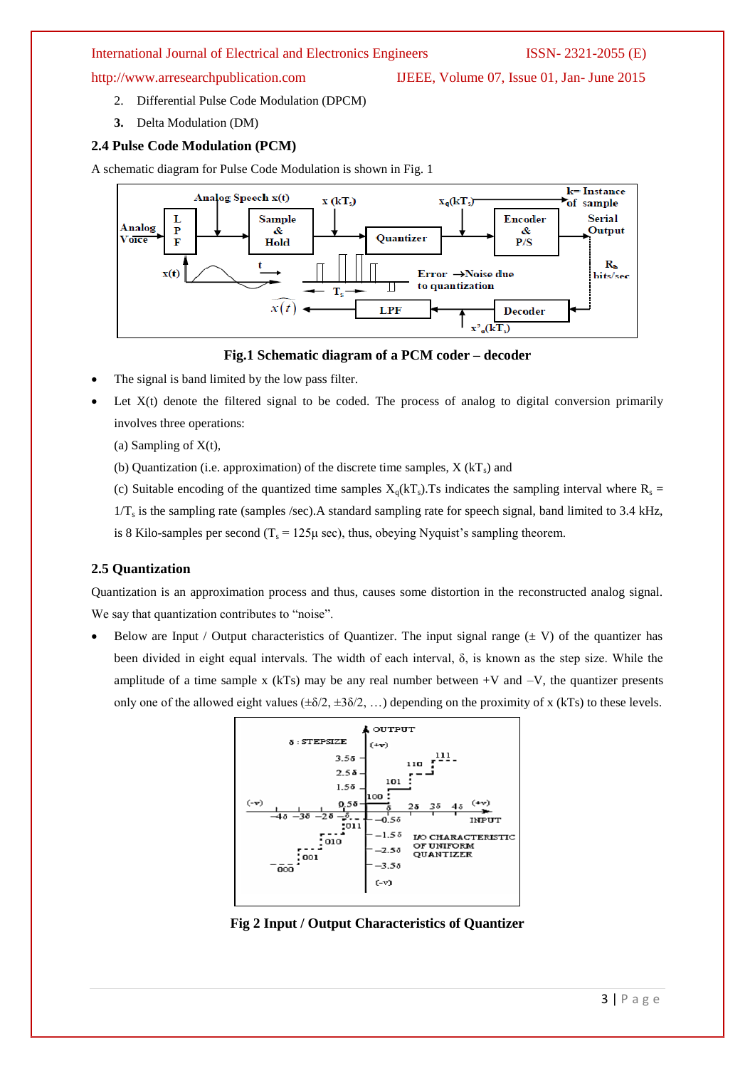2. Differential Pulse Code Modulation (DPCM)
3. Delta Modulation (DM)

### 2.4 Pulse Code Modulation (PCM)

A schematic diagram for Pulse Code Modulation is shown in Fig. 1

**Fig.1 Schematic diagram of a PCM coder – decoder**

- The signal is band limited by the low pass filter.
- Let X(t) denote the filtered signal to be coded. The process of analog to digital conversion primarily involves three operations:

  (a) Sampling of X(t),

  (b) Quantization (i.e. approximation) of the discrete time samples, X $(kT_s)$ and

  (c) Suitable encoding of the quantized time samples $X_q(kT_s)$.Ts indicates the sampling interval where $R_s = 1/T_s$ is the sampling rate (samples /sec).A standard sampling rate for speech signal, band limited to 3.4 kHz, is 8 Kilo-samples per second ($T_s$ = 125μ sec), thus, obeying Nyquist's sampling theorem.

### 2.5 Quantization

Quantization is an approximation process and thus, causes some distortion in the reconstructed analog signal. We say that quantization contributes to "noise".

- Below are Input / Output characteristics of Quantizer. The input signal range (± V) of the quantizer has been divided in eight equal intervals. The width of each interval, δ, is known as the step size. While the amplitude of a time sample x (kTs) may be any real number between +V and –V, the quantizer presents only one of the allowed eight values (±δ/2, ±3δ/2, …) depending on the proximity of x (kTs) to these levels.

**Fig 2 Input / Output Characteristics of Quantizer**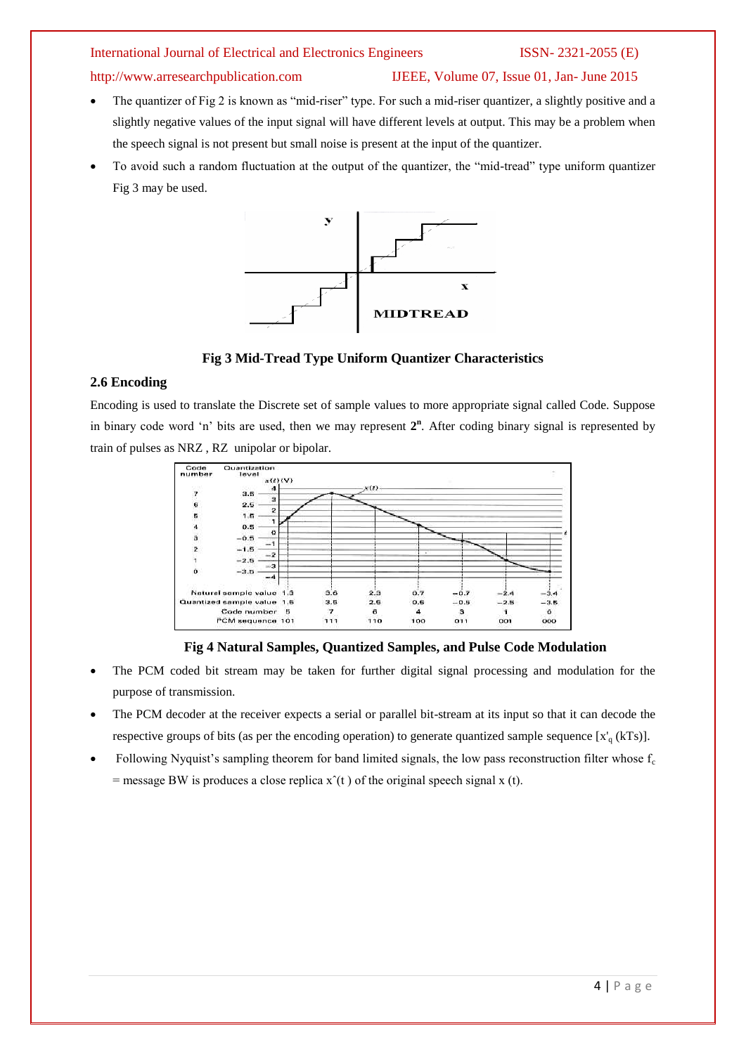- The quantizer of Fig 2 is known as "mid-riser" type. For such a mid-riser quantizer, a slightly positive and a slightly negative values of the input signal will have different levels at output. This may be a problem when the speech signal is not present but small noise is present at the input of the quantizer.
- To avoid such a random fluctuation at the output of the quantizer, the "mid-tread" type uniform quantizer Fig 3 may be used.

**Fig 3 Mid-Tread Type Uniform Quantizer Characteristics**

### 2.6 Encoding

Encoding is used to translate the Discrete set of sample values to more appropriate signal called Code. Suppose in binary code word 'n' bits are used, then we may represent $2^n$. After coding binary signal is represented by train of pulses as NRZ , RZ unipolar or bipolar.

**Fig 4 Natural Samples, Quantized Samples, and Pulse Code Modulation**

- The PCM coded bit stream may be taken for further digital signal processing and modulation for the purpose of transmission.
- The PCM decoder at the receiver expects a serial or parallel bit-stream at its input so that it can decode the respective groups of bits (as per the encoding operation) to generate quantized sample sequence [$x'_q$ (kTs)].
- Following Nyquist's sampling theorem for band limited signals, the low pass reconstruction filter whose $f_c$ = message BW is produces a close replica $\hat{x}(t)$ of the original speech signal x (t).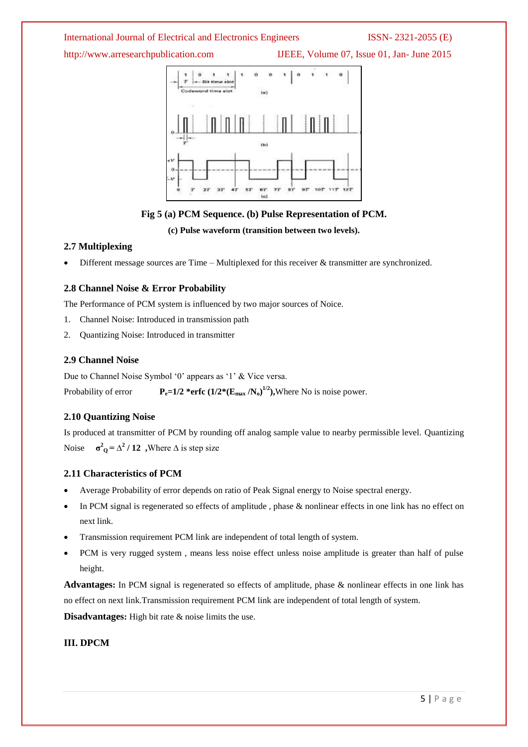Fig 5 (a) PCM Sequence. (b) Pulse Representation of PCM.

(c) Pulse waveform (transition between two levels).

### 2.7 Multiplexing

- Different message sources are Time – Multiplexed for this receiver & transmitter are synchronized.

### 2.8 Channel Noise & Error Probability

The Performance of PCM system is influenced by two major sources of Noice.

1. Channel Noise: Introduced in transmission path
2. Quantizing Noise: Introduced in transmitter

### 2.9 Channel Noise

Due to Channel Noise Symbol '0' appears as '1' & Vice versa.

Probability of error $P_e = 1/2 * \text{erfc}\,(1/2*(E_{max}/N_o)^{1/2})$, Where No is noise power.

### 2.10 Quantizing Noise

Is produced at transmitter of PCM by rounding off analog sample value to nearby permissible level. Quantizing Noise $\sigma^2_Q = \Delta^2 / 12$ ,Where $\Delta$ is step size

### 2.11 Characteristics of PCM

- Average Probability of error depends on ratio of Peak Signal energy to Noise spectral energy.
- In PCM signal is regenerated so effects of amplitude , phase & nonlinear effects in one link has no effect on next link.
- Transmission requirement PCM link are independent of total length of system.
- PCM is very rugged system , means less noise effect unless noise amplitude is greater than half of pulse height.

**Advantages:** In PCM signal is regenerated so effects of amplitude, phase & nonlinear effects in one link has no effect on next link.Transmission requirement PCM link are independent of total length of system.

**Disadvantages:** High bit rate & noise limits the use.

## III. DPCM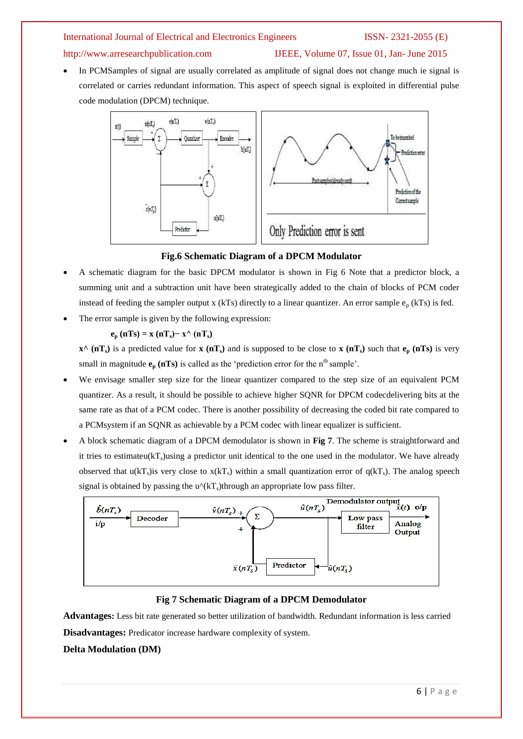- In PCMSamples of signal are usually correlated as amplitude of signal does not change much ie signal is correlated or carries redundant information. This aspect of speech signal is exploited in differential pulse code modulation (DPCM) technique.

**Fig.6 Schematic Diagram of a DPCM Modulator**

- A schematic diagram for the basic DPCM modulator is shown in Fig 6 Note that a predictor block, a summing unit and a subtraction unit have been strategically added to the chain of blocks of PCM coder instead of feeding the sampler output x (kTs) directly to a linear quantizer. An error sample $e_p$ (kTs) is fed.
- The error sample is given by the following expression:

  $$e_p\,(nTs) = x\,(nT_s) - x\hat{}\,(nT_s)$$

  **x^ ($nT_s$)** is a predicted value for **x ($nT_s$)** and is supposed to be close to **x ($nT_s$)** such that **$e_p$ (nTs)** is very small in magnitude **$e_p$ (nTs)** is called as the 'prediction error for the $n^{th}$ sample'.
- We envisage smaller step size for the linear quantizer compared to the step size of an equivalent PCM quantizer. As a result, it should be possible to achieve higher SQNR for DPCM codecdelivering bits at the same rate as that of a PCM codec. There is another possibility of decreasing the coded bit rate compared to a PCMsystem if an SQNR as achievable by a PCM codec with linear equalizer is sufficient.
- A block schematic diagram of a DPCM demodulator is shown in **Fig 7**. The scheme is straightforward and it tries to estimateu($kT_s$)using a predictor unit identical to the one used in the modulator. We have already observed that u($kT_s$)is very close to x($kT_s$) within a small quantization error of q($kT_s$). The analog speech signal is obtained by passing the u^($kT_s$)through an appropriate low pass filter.

**Fig 7 Schematic Diagram of a DPCM Demodulator**

**Advantages:** Less bit rate generated so better utilization of bandwidth. Redundant information is less carried

**Disadvantages:** Predicator increase hardware complexity of system.

**Delta Modulation (DM)**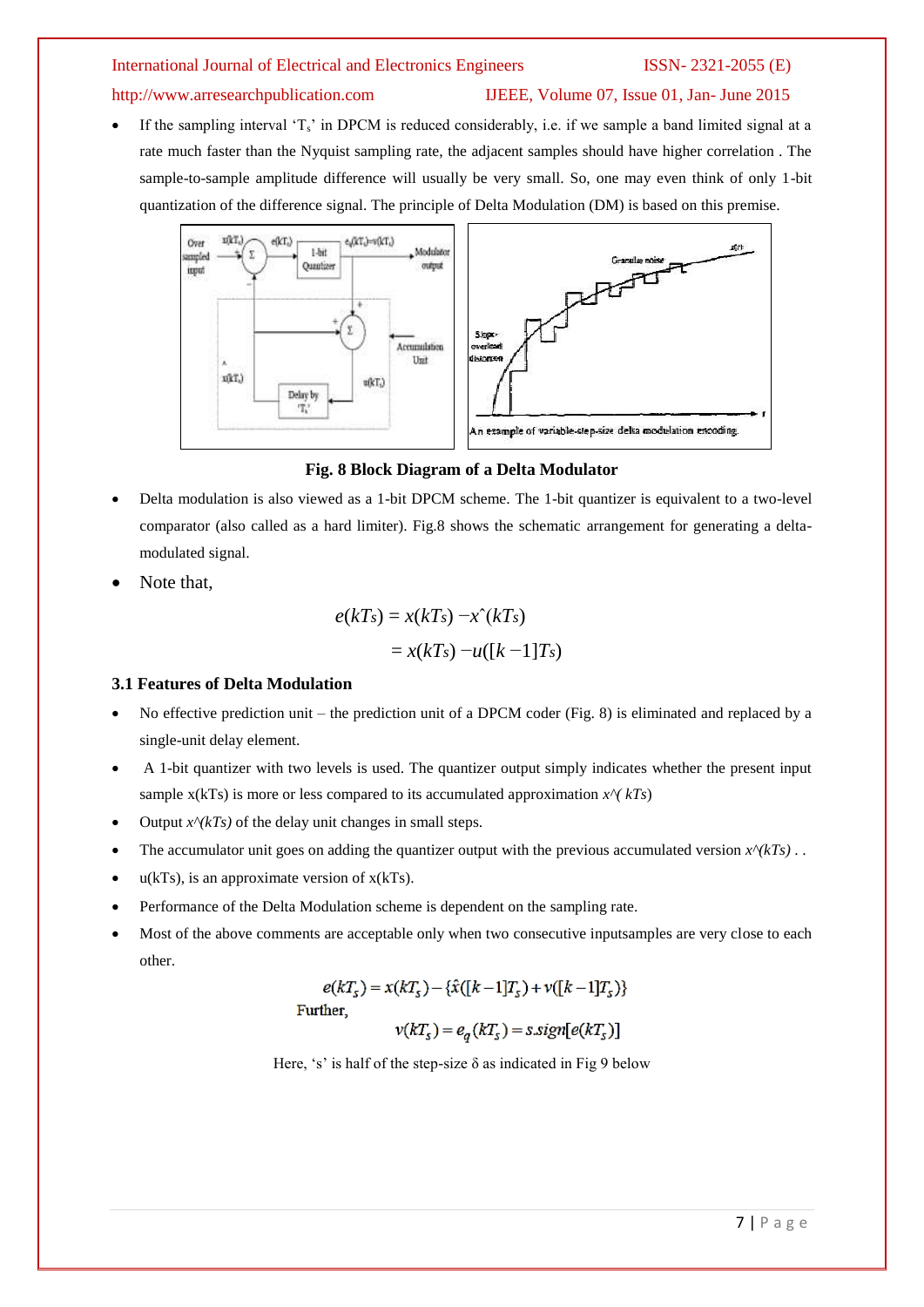- If the sampling interval '$T_s$' in DPCM is reduced considerably, i.e. if we sample a band limited signal at a rate much faster than the Nyquist sampling rate, the adjacent samples should have higher correlation . The sample-to-sample amplitude difference will usually be very small. So, one may even think of only 1-bit quantization of the difference signal. The principle of Delta Modulation (DM) is based on this premise.

**Fig. 8 Block Diagram of a Delta Modulator**

- Delta modulation is also viewed as a 1-bit DPCM scheme. The 1-bit quantizer is equivalent to a two-level comparator (also called as a hard limiter). Fig.8 shows the schematic arrangement for generating a delta-modulated signal.
- Note that,

$$e(kT_s) = x(kT_s) - \hat{x}(kT_s)$$
$$= x(kT_s) - u([k-1]T_s)$$

### 3.1 Features of Delta Modulation

- No effective prediction unit – the prediction unit of a DPCM coder (Fig. 8) is eliminated and replaced by a single-unit delay element.
- A 1-bit quantizer with two levels is used. The quantizer output simply indicates whether the present input sample x(kTs) is more or less compared to its accumulated approximation *x^( kTs)*
- Output *x^(kTs)* of the delay unit changes in small steps.
- The accumulator unit goes on adding the quantizer output with the previous accumulated version *x^(kTs)* . .
- u(kTs), is an approximate version of x(kTs).
- Performance of the Delta Modulation scheme is dependent on the sampling rate.
- Most of the above comments are acceptable only when two consecutive inputsamples are very close to each other.

$$e(kT_s) = x(kT_s) - \{\hat{x}([k-1]T_s) + v([k-1]T_s)\}$$

Further,

$$v(kT_s) = e_q(kT_s) = s.sign[e(kT_s)]$$

Here, 's' is half of the step-size δ as indicated in Fig 9 below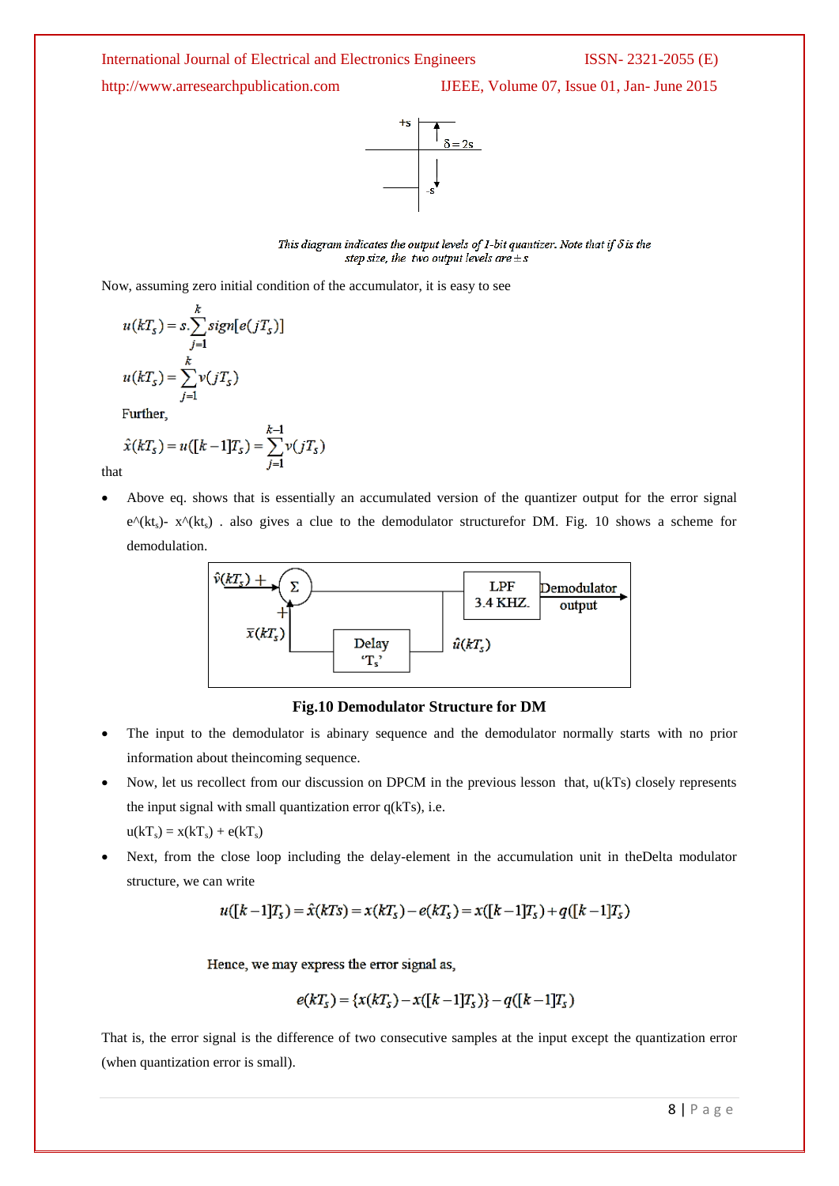*This diagram indicates the output levels of 1-bit quantizer. Note that if δ is the step size, the two output levels are ±s*

Now, assuming zero initial condition of the accumulator, it is easy to see

$$u(kT_s) = s.\sum_{j=1}^{k} sign[e(jT_s)]$$

$$u(kT_s) = \sum_{j=1}^{k} v(jT_s)$$

Further,

$$\hat{x}(kT_s) = u([k-1]T_s) = \sum_{j=1}^{k-1} v(jT_s)$$

that

- Above eq. shows that is essentially an accumulated version of the quantizer output for the error signal e^(kt$_s$)- x^(kt$_s$) . also gives a clue to the demodulator structurefor DM. Fig. 10 shows a scheme for demodulation.

**Fig.10 Demodulator Structure for DM**

- The input to the demodulator is abinary sequence and the demodulator normally starts with no prior information about theincoming sequence.
- Now, let us recollect from our discussion on DPCM in the previous lesson that, u(kTs) closely represents the input signal with small quantization error q(kTs), i.e.

  $u(kT_s) = x(kT_s) + e(kT_s)$
- Next, from the close loop including the delay-element in the accumulation unit in theDelta modulator structure, we can write

$$u([k-1]T_s) = \hat{x}(kTs) = x(kT_s) - e(kT_s) = x([k-1]T_s) + q([k-1]T_s)$$

Hence, we may express the error signal as,

$$e(kT_s) = \{x(kT_s) - x([k-1]T_s)\} - q([k-1]T_s)$$

That is, the error signal is the difference of two consecutive samples at the input except the quantization error (when quantization error is small).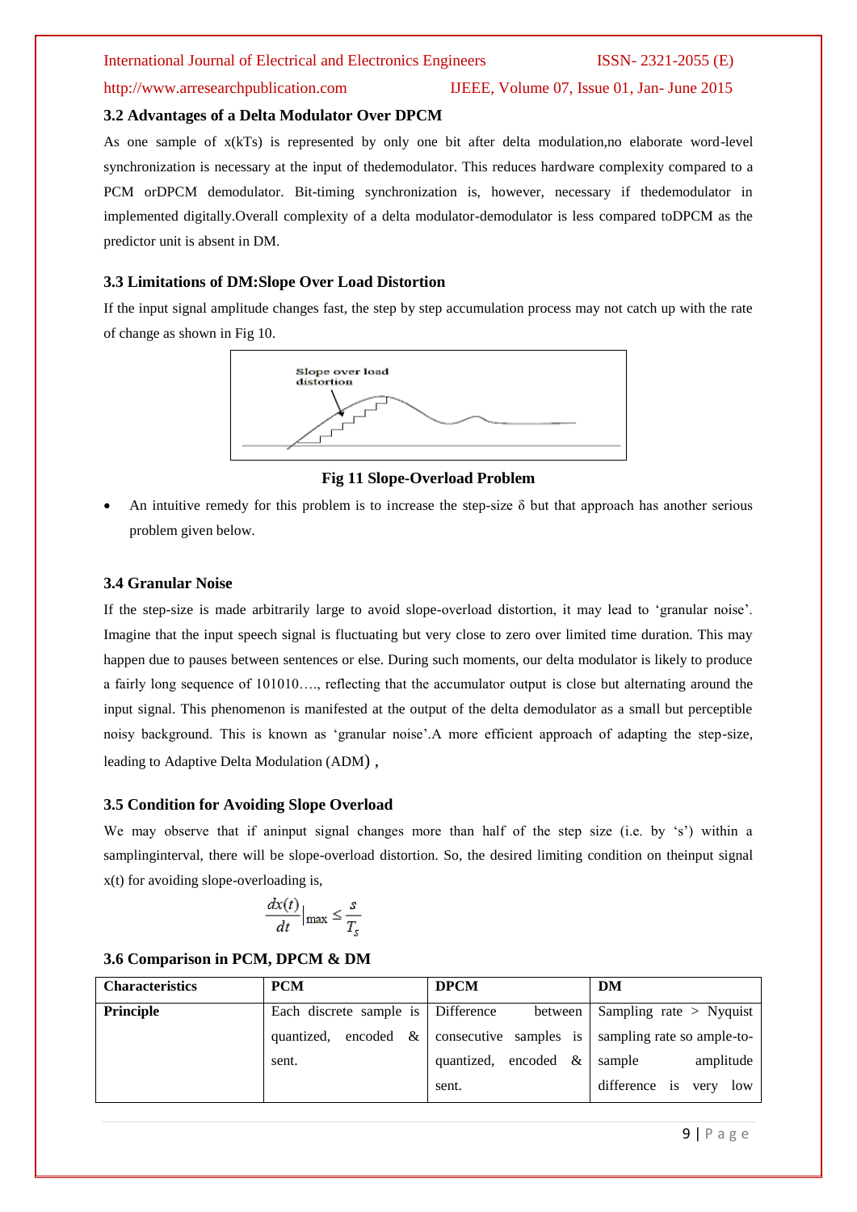### 3.2 Advantages of a Delta Modulator Over DPCM

As one sample of x(kTs) is represented by only one bit after delta modulation,no elaborate word-level synchronization is necessary at the input of thedemodulator. This reduces hardware complexity compared to a PCM orDPCM demodulator. Bit-timing synchronization is, however, necessary if thedemodulator in implemented digitally.Overall complexity of a delta modulator-demodulator is less compared toDPCM as the predictor unit is absent in DM.

### 3.3 Limitations of DM:Slope Over Load Distortion

If the input signal amplitude changes fast, the step by step accumulation process may not catch up with the rate of change as shown in Fig 10.

Slope over load distortion

**Fig 11 Slope-Overload Problem**

- An intuitive remedy for this problem is to increase the step-size δ but that approach has another serious problem given below.

### 3.4 Granular Noise

If the step-size is made arbitrarily large to avoid slope-overload distortion, it may lead to 'granular noise'. Imagine that the input speech signal is fluctuating but very close to zero over limited time duration. This may happen due to pauses between sentences or else. During such moments, our delta modulator is likely to produce a fairly long sequence of 101010…., reflecting that the accumulator output is close but alternating around the input signal. This phenomenon is manifested at the output of the delta demodulator as a small but perceptible noisy background. This is known as 'granular noise'.A more efficient approach of adapting the step-size, leading to Adaptive Delta Modulation (ADM) ,

### 3.5 Condition for Avoiding Slope Overload

We may observe that if aninput signal changes more than half of the step size (i.e. by 's') within a samplinginterval, there will be slope-overload distortion. So, the desired limiting condition on theinput signal x(t) for avoiding slope-overloading is,

$$\frac{dx(t)}{dt}\Big|_{\max} \leq \frac{s}{T_s}$$

### 3.6 Comparison in PCM, DPCM & DM

| **Characteristics** | **PCM** | **DPCM** | **DM** |
|---|---|---|---|
| **Principle** | Each discrete sample is quantized, encoded & sent. | Difference between consecutive samples is quantized, encoded & sent. | Sampling rate > Nyquist sampling rate so ample-to-sample amplitude difference is very low |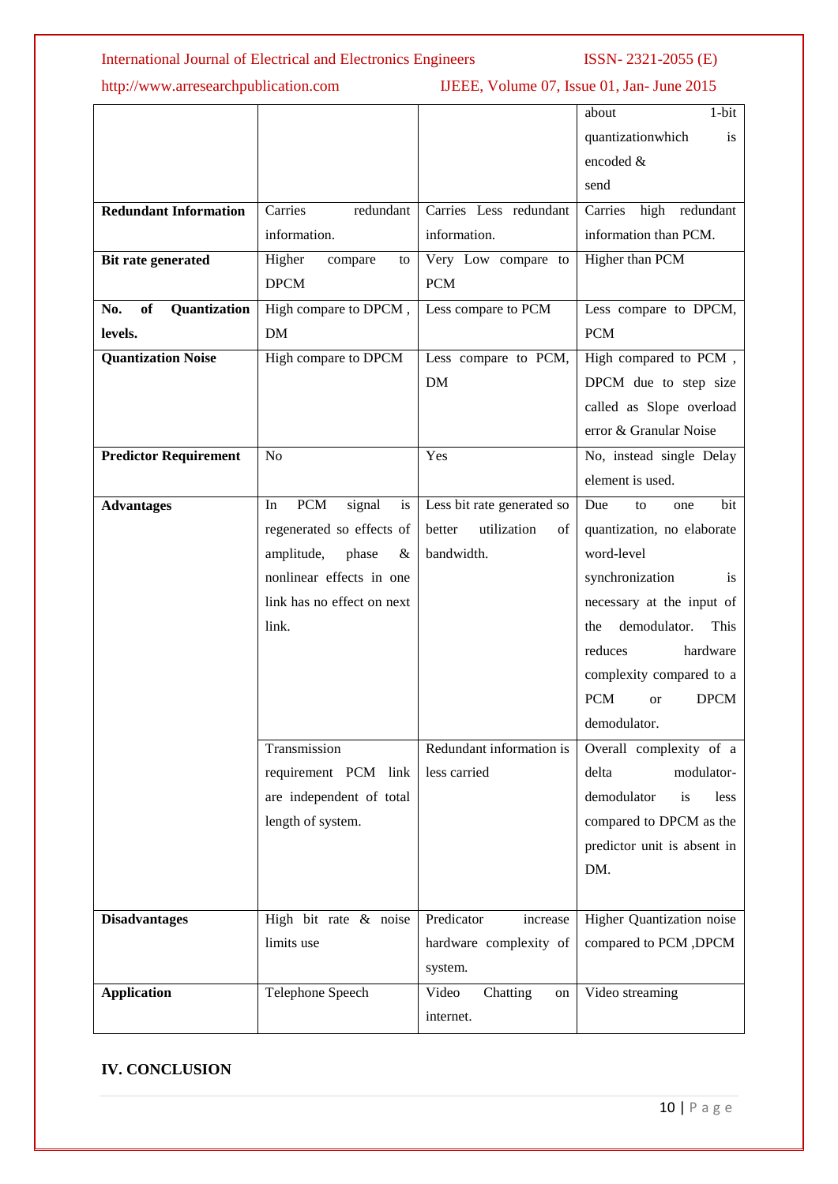|  |  |  | about 1-bit quantizationwhich is encoded & send |
|---|---|---|---|
| **Redundant Information** | Carries redundant information. | Carries Less redundant information. | Carries high redundant information than PCM. |
| **Bit rate generated** | Higher compare to DPCM | Very Low compare to PCM | Higher than PCM |
| **No. of Quantization levels.** | High compare to DPCM , DM | Less compare to PCM | Less compare to DPCM, PCM |
| **Quantization Noise** | High compare to DPCM | Less compare to PCM, DM | High compared to PCM , DPCM due to step size called as Slope overload error & Granular Noise |
| **Predictor Requirement** | No | Yes | No, instead single Delay element is used. |
| **Advantages** | In PCM signal is regenerated so effects of amplitude, phase & nonlinear effects in one link has no effect on next link. | Less bit rate generated so better utilization of bandwidth. | Due to one bit quantization, no elaborate word-level synchronization is necessary at the input of the demodulator. This reduces hardware complexity compared to a PCM or DPCM demodulator. |
|  | Transmission requirement PCM link are independent of total length of system. | Redundant information is less carried | Overall complexity of a delta modulator-demodulator is less compared to DPCM as the predictor unit is absent in DM. |
| **Disadvantages** | High bit rate & noise limits use | Predicator increase hardware complexity of system. | Higher Quantization noise compared to PCM ,DPCM |
| **Application** | Telephone Speech | Video Chatting on internet. | Video streaming |

## IV. CONCLUSION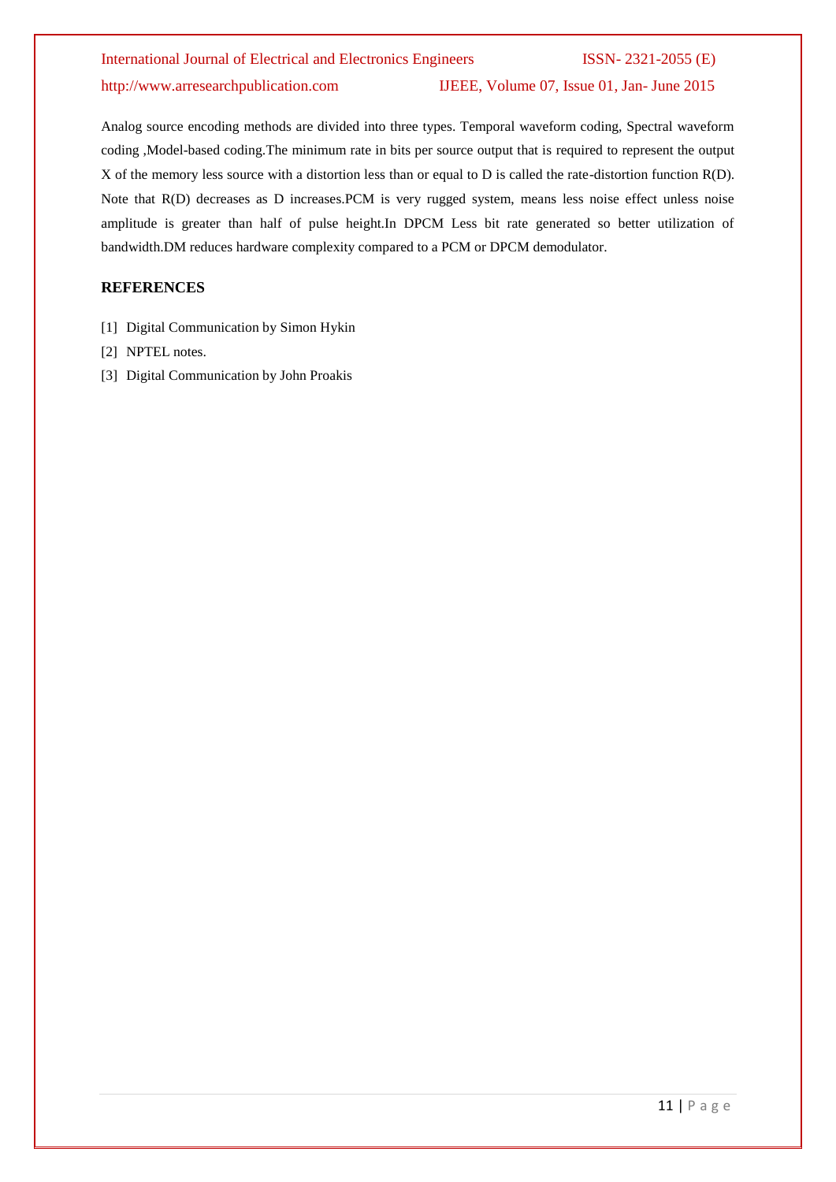Analog source encoding methods are divided into three types. Temporal waveform coding, Spectral waveform coding ,Model-based coding.The minimum rate in bits per source output that is required to represent the output X of the memory less source with a distortion less than or equal to D is called the rate-distortion function R(D). Note that R(D) decreases as D increases.PCM is very rugged system, means less noise effect unless noise amplitude is greater than half of pulse height.In DPCM Less bit rate generated so better utilization of bandwidth.DM reduces hardware complexity compared to a PCM or DPCM demodulator.

## REFERENCES

[1] Digital Communication by Simon Hykin

[2] NPTEL notes.

[3] Digital Communication by John Proakis